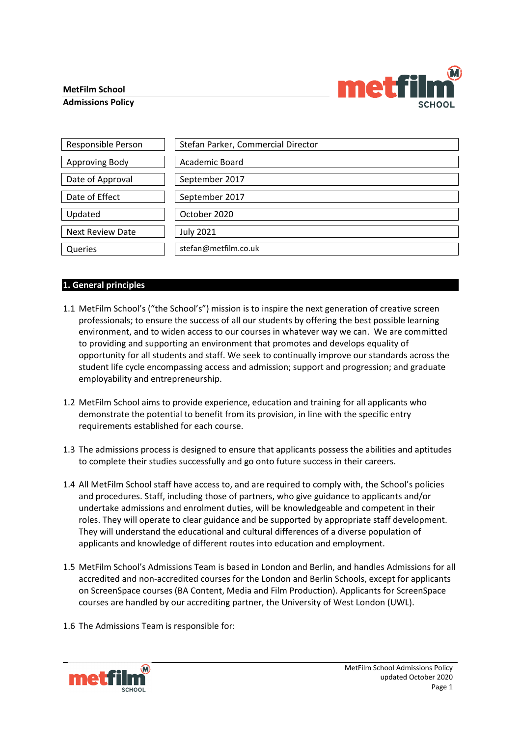**MetFilm School**
**Admissions Policy**

| | |
|---|---|
| Responsible Person | Stefan Parker, Commercial Director |
| Approving Body | Academic Board |
| Date of Approval | September 2017 |
| Date of Effect | September 2017 |
| Updated | October 2020 |
| Next Review Date | July 2021 |
| Queries | stefan@metfilm.co.uk |

## 1. General principles

1.1 MetFilm School's ("the School's") mission is to inspire the next generation of creative screen professionals; to ensure the success of all our students by offering the best possible learning environment, and to widen access to our courses in whatever way we can. We are committed to providing and supporting an environment that promotes and develops equality of opportunity for all students and staff. We seek to continually improve our standards across the student life cycle encompassing access and admission; support and progression; and graduate employability and entrepreneurship.

1.2 MetFilm School aims to provide experience, education and training for all applicants who demonstrate the potential to benefit from its provision, in line with the specific entry requirements established for each course.

1.3 The admissions process is designed to ensure that applicants possess the abilities and aptitudes to complete their studies successfully and go onto future success in their careers.

1.4 All MetFilm School staff have access to, and are required to comply with, the School's policies and procedures. Staff, including those of partners, who give guidance to applicants and/or undertake admissions and enrolment duties, will be knowledgeable and competent in their roles. They will operate to clear guidance and be supported by appropriate staff development. They will understand the educational and cultural differences of a diverse population of applicants and knowledge of different routes into education and employment.

1.5 MetFilm School's Admissions Team is based in London and Berlin, and handles Admissions for all accredited and non-accredited courses for the London and Berlin Schools, except for applicants on ScreenSpace courses (BA Content, Media and Film Production). Applicants for ScreenSpace courses are handled by our accrediting partner, the University of West London (UWL).

1.6 The Admissions Team is responsible for: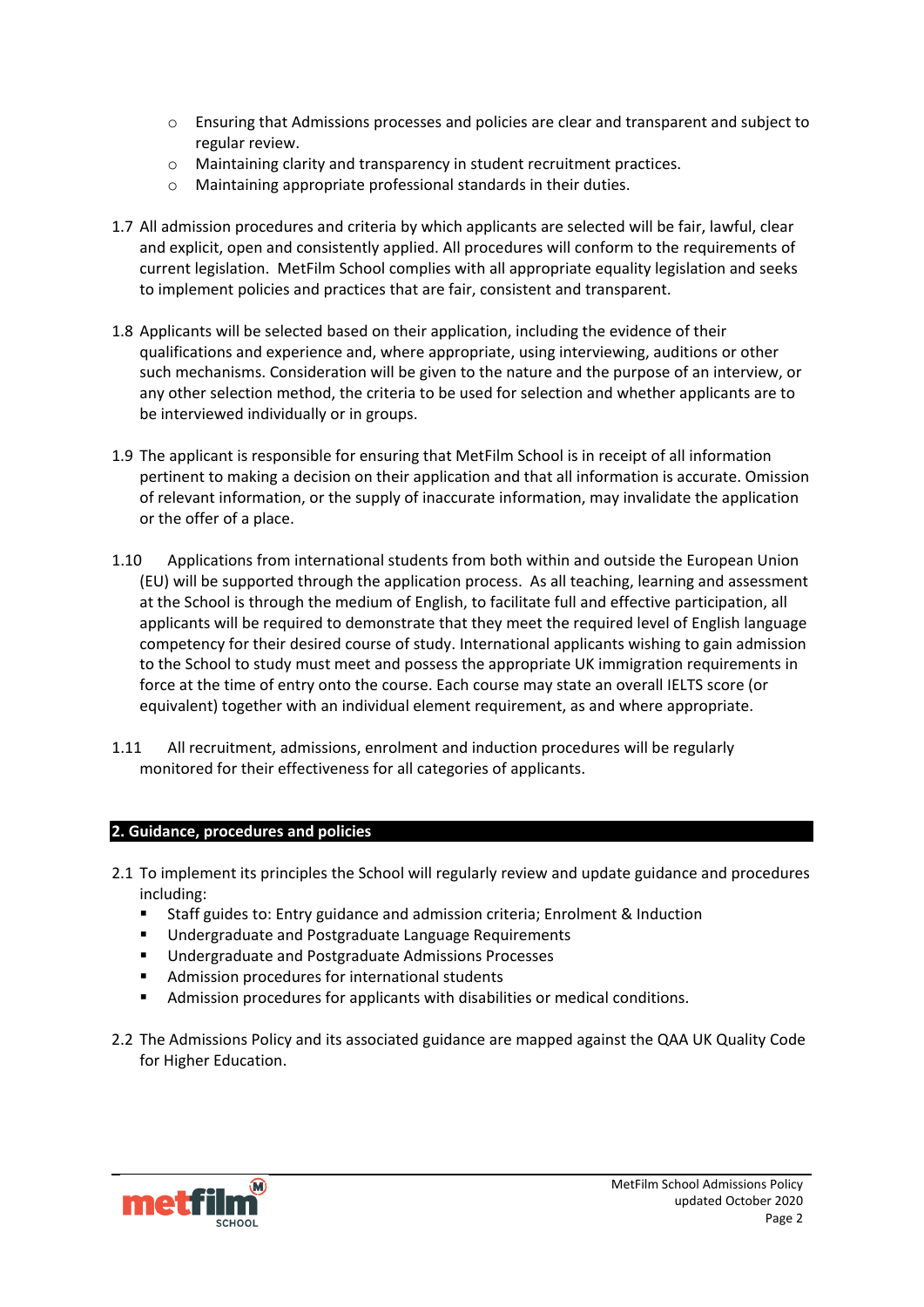- Ensuring that Admissions processes and policies are clear and transparent and subject to regular review.
- Maintaining clarity and transparency in student recruitment practices.
- Maintaining appropriate professional standards in their duties.

1.7 All admission procedures and criteria by which applicants are selected will be fair, lawful, clear and explicit, open and consistently applied. All procedures will conform to the requirements of current legislation. MetFilm School complies with all appropriate equality legislation and seeks to implement policies and practices that are fair, consistent and transparent.

1.8 Applicants will be selected based on their application, including the evidence of their qualifications and experience and, where appropriate, using interviewing, auditions or other such mechanisms. Consideration will be given to the nature and the purpose of an interview, or any other selection method, the criteria to be used for selection and whether applicants are to be interviewed individually or in groups.

1.9 The applicant is responsible for ensuring that MetFilm School is in receipt of all information pertinent to making a decision on their application and that all information is accurate. Omission of relevant information, or the supply of inaccurate information, may invalidate the application or the offer of a place.

1.10 Applications from international students from both within and outside the European Union (EU) will be supported through the application process. As all teaching, learning and assessment at the School is through the medium of English, to facilitate full and effective participation, all applicants will be required to demonstrate that they meet the required level of English language competency for their desired course of study. International applicants wishing to gain admission to the School to study must meet and possess the appropriate UK immigration requirements in force at the time of entry onto the course. Each course may state an overall IELTS score (or equivalent) together with an individual element requirement, as and where appropriate.

1.11 All recruitment, admissions, enrolment and induction procedures will be regularly monitored for their effectiveness for all categories of applicants.

## 2. Guidance, procedures and policies

2.1 To implement its principles the School will regularly review and update guidance and procedures including:

- Staff guides to: Entry guidance and admission criteria; Enrolment & Induction
- Undergraduate and Postgraduate Language Requirements
- Undergraduate and Postgraduate Admissions Processes
- Admission procedures for international students
- Admission procedures for applicants with disabilities or medical conditions.

2.2 The Admissions Policy and its associated guidance are mapped against the QAA UK Quality Code for Higher Education.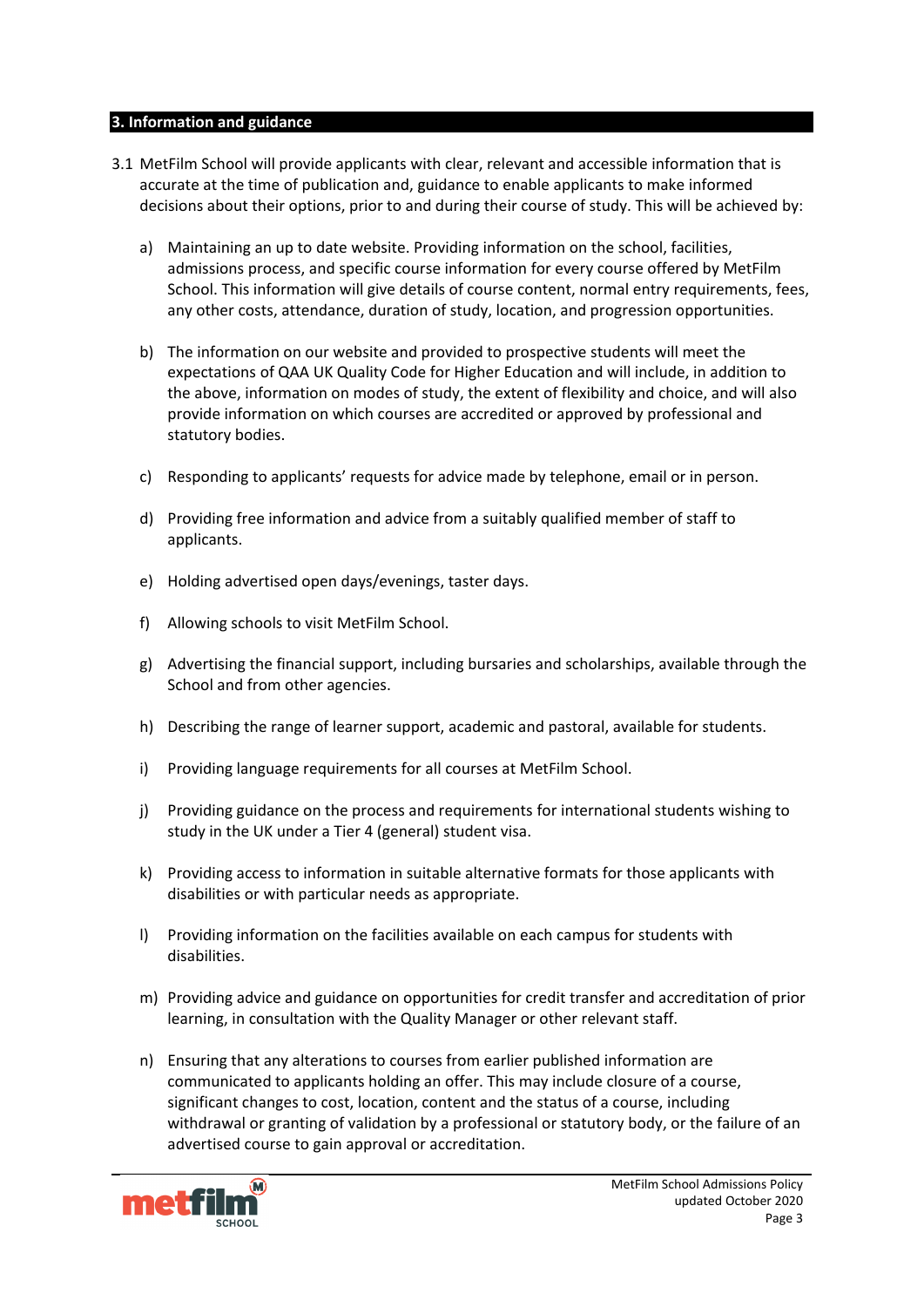## 3. Information and guidance

3.1 MetFilm School will provide applicants with clear, relevant and accessible information that is accurate at the time of publication and, guidance to enable applicants to make informed decisions about their options, prior to and during their course of study. This will be achieved by:

a) Maintaining an up to date website. Providing information on the school, facilities, admissions process, and specific course information for every course offered by MetFilm School. This information will give details of course content, normal entry requirements, fees, any other costs, attendance, duration of study, location, and progression opportunities.

b) The information on our website and provided to prospective students will meet the expectations of QAA UK Quality Code for Higher Education and will include, in addition to the above, information on modes of study, the extent of flexibility and choice, and will also provide information on which courses are accredited or approved by professional and statutory bodies.

c) Responding to applicants' requests for advice made by telephone, email or in person.

d) Providing free information and advice from a suitably qualified member of staff to applicants.

e) Holding advertised open days/evenings, taster days.

f) Allowing schools to visit MetFilm School.

g) Advertising the financial support, including bursaries and scholarships, available through the School and from other agencies.

h) Describing the range of learner support, academic and pastoral, available for students.

i) Providing language requirements for all courses at MetFilm School.

j) Providing guidance on the process and requirements for international students wishing to study in the UK under a Tier 4 (general) student visa.

k) Providing access to information in suitable alternative formats for those applicants with disabilities or with particular needs as appropriate.

l) Providing information on the facilities available on each campus for students with disabilities.

m) Providing advice and guidance on opportunities for credit transfer and accreditation of prior learning, in consultation with the Quality Manager or other relevant staff.

n) Ensuring that any alterations to courses from earlier published information are communicated to applicants holding an offer. This may include closure of a course, significant changes to cost, location, content and the status of a course, including withdrawal or granting of validation by a professional or statutory body, or the failure of an advertised course to gain approval or accreditation.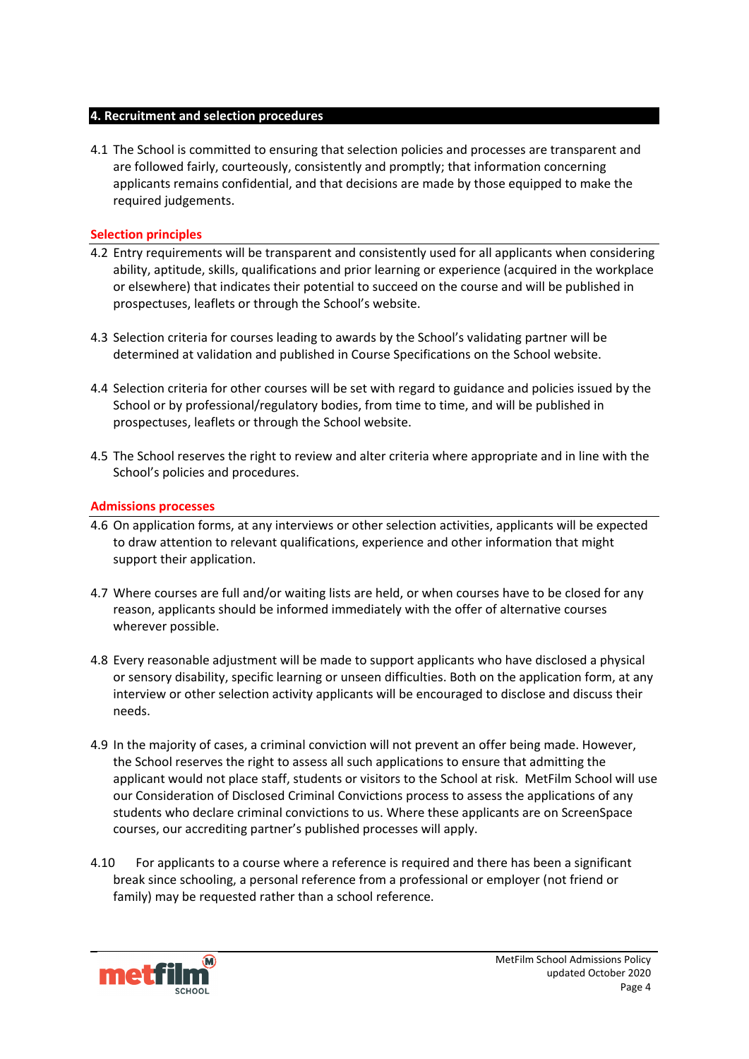## 4. Recruitment and selection procedures

4.1 The School is committed to ensuring that selection policies and processes are transparent and are followed fairly, courteously, consistently and promptly; that information concerning applicants remains confidential, and that decisions are made by those equipped to make the required judgements.

### Selection principles

4.2 Entry requirements will be transparent and consistently used for all applicants when considering ability, aptitude, skills, qualifications and prior learning or experience (acquired in the workplace or elsewhere) that indicates their potential to succeed on the course and will be published in prospectuses, leaflets or through the School's website.

4.3 Selection criteria for courses leading to awards by the School's validating partner will be determined at validation and published in Course Specifications on the School website.

4.4 Selection criteria for other courses will be set with regard to guidance and policies issued by the School or by professional/regulatory bodies, from time to time, and will be published in prospectuses, leaflets or through the School website.

4.5 The School reserves the right to review and alter criteria where appropriate and in line with the School's policies and procedures.

### Admissions processes

4.6 On application forms, at any interviews or other selection activities, applicants will be expected to draw attention to relevant qualifications, experience and other information that might support their application.

4.7 Where courses are full and/or waiting lists are held, or when courses have to be closed for any reason, applicants should be informed immediately with the offer of alternative courses wherever possible.

4.8 Every reasonable adjustment will be made to support applicants who have disclosed a physical or sensory disability, specific learning or unseen difficulties. Both on the application form, at any interview or other selection activity applicants will be encouraged to disclose and discuss their needs.

4.9 In the majority of cases, a criminal conviction will not prevent an offer being made. However, the School reserves the right to assess all such applications to ensure that admitting the applicant would not place staff, students or visitors to the School at risk. MetFilm School will use our Consideration of Disclosed Criminal Convictions process to assess the applications of any students who declare criminal convictions to us. Where these applicants are on ScreenSpace courses, our accrediting partner's published processes will apply.

4.10 For applicants to a course where a reference is required and there has been a significant break since schooling, a personal reference from a professional or employer (not friend or family) may be requested rather than a school reference.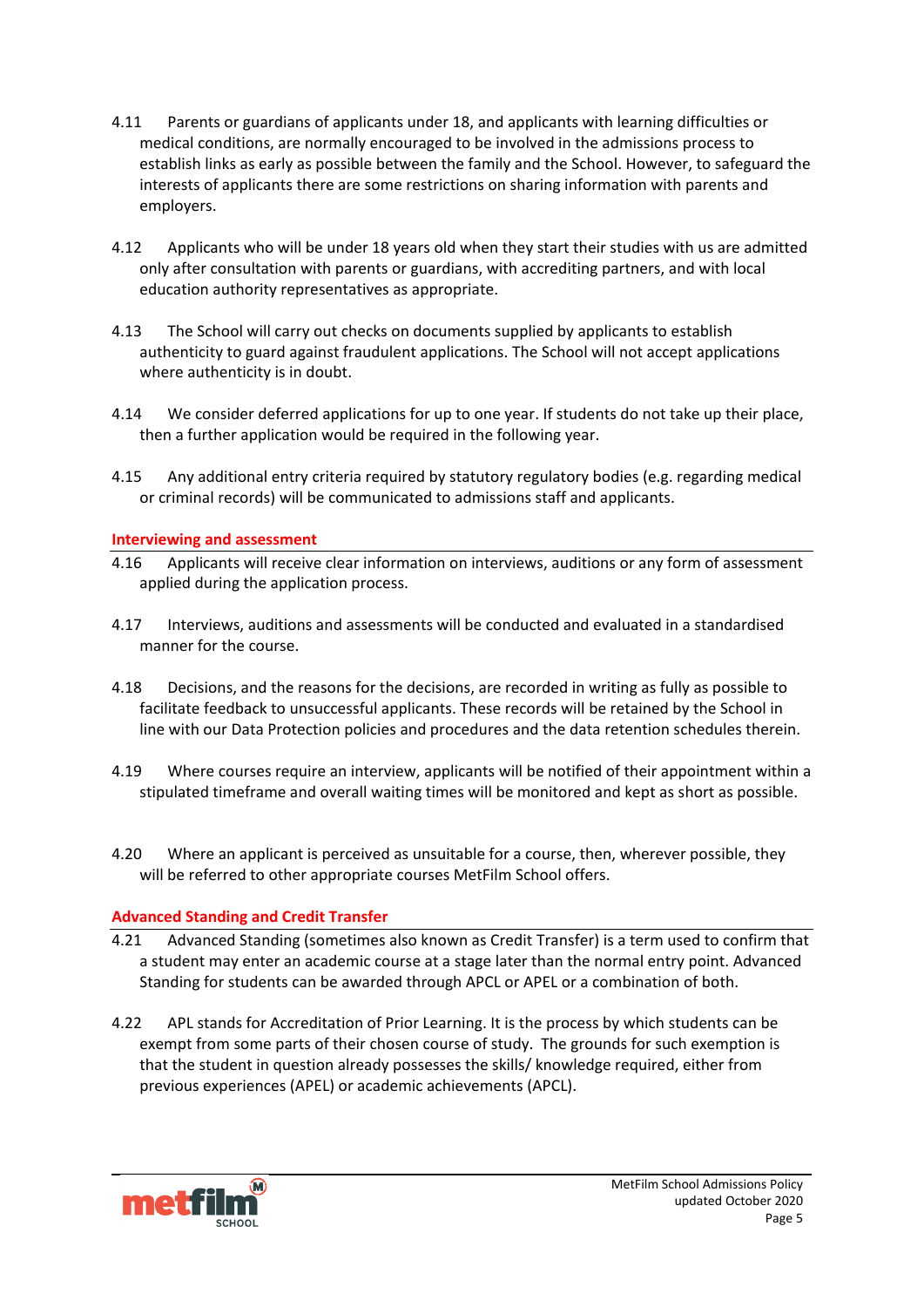4.11 Parents or guardians of applicants under 18, and applicants with learning difficulties or medical conditions, are normally encouraged to be involved in the admissions process to establish links as early as possible between the family and the School. However, to safeguard the interests of applicants there are some restrictions on sharing information with parents and employers.

4.12 Applicants who will be under 18 years old when they start their studies with us are admitted only after consultation with parents or guardians, with accrediting partners, and with local education authority representatives as appropriate.

4.13 The School will carry out checks on documents supplied by applicants to establish authenticity to guard against fraudulent applications. The School will not accept applications where authenticity is in doubt.

4.14 We consider deferred applications for up to one year. If students do not take up their place, then a further application would be required in the following year.

4.15 Any additional entry criteria required by statutory regulatory bodies (e.g. regarding medical or criminal records) will be communicated to admissions staff and applicants.

## Interviewing and assessment

4.16 Applicants will receive clear information on interviews, auditions or any form of assessment applied during the application process.

4.17 Interviews, auditions and assessments will be conducted and evaluated in a standardised manner for the course.

4.18 Decisions, and the reasons for the decisions, are recorded in writing as fully as possible to facilitate feedback to unsuccessful applicants. These records will be retained by the School in line with our Data Protection policies and procedures and the data retention schedules therein.

4.19 Where courses require an interview, applicants will be notified of their appointment within a stipulated timeframe and overall waiting times will be monitored and kept as short as possible.

4.20 Where an applicant is perceived as unsuitable for a course, then, wherever possible, they will be referred to other appropriate courses MetFilm School offers.

## Advanced Standing and Credit Transfer

4.21 Advanced Standing (sometimes also known as Credit Transfer) is a term used to confirm that a student may enter an academic course at a stage later than the normal entry point. Advanced Standing for students can be awarded through APCL or APEL or a combination of both.

4.22 APL stands for Accreditation of Prior Learning. It is the process by which students can be exempt from some parts of their chosen course of study. The grounds for such exemption is that the student in question already possesses the skills/ knowledge required, either from previous experiences (APEL) or academic achievements (APCL).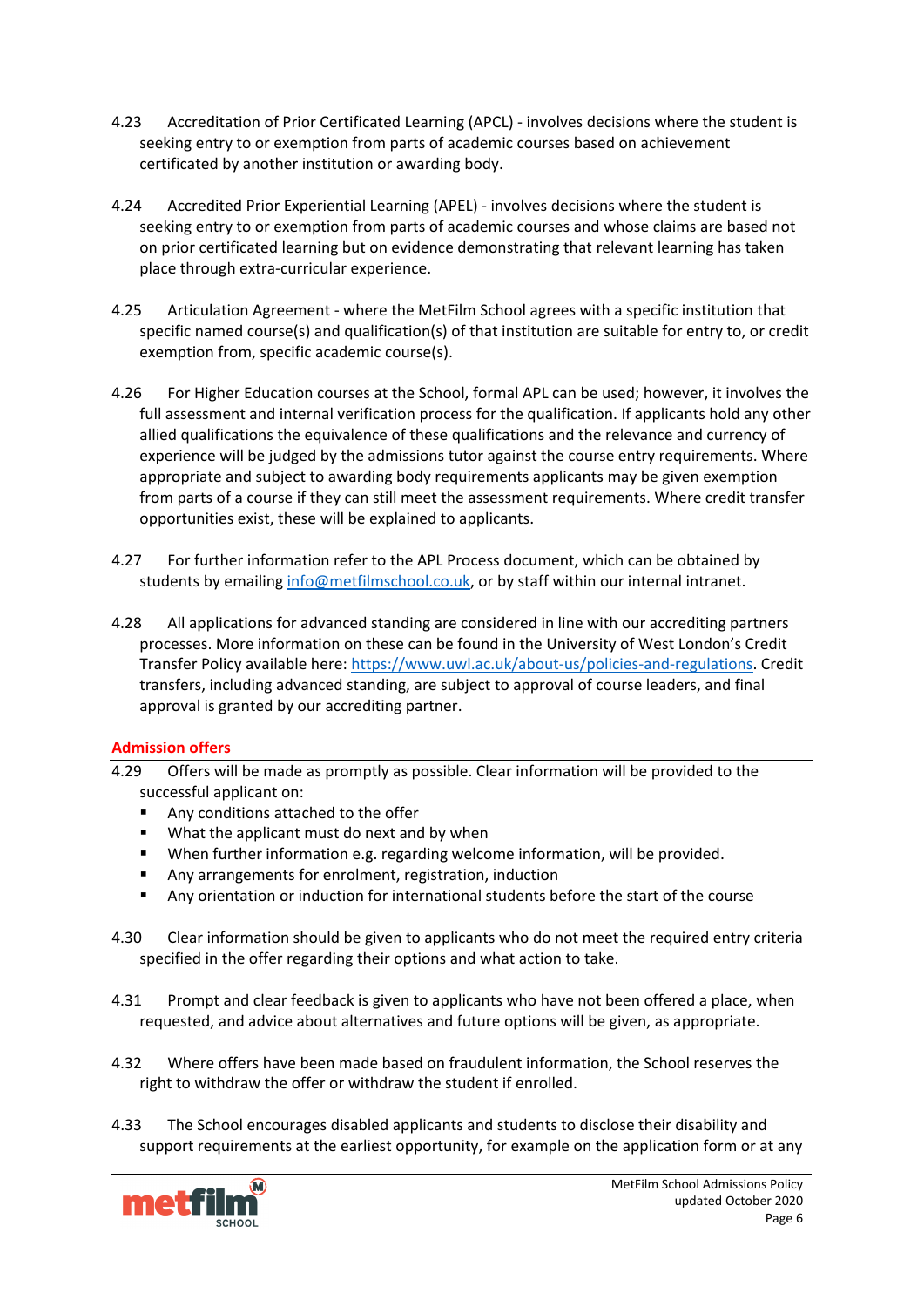4.23 Accreditation of Prior Certificated Learning (APCL) - involves decisions where the student is seeking entry to or exemption from parts of academic courses based on achievement certificated by another institution or awarding body.

4.24 Accredited Prior Experiential Learning (APEL) - involves decisions where the student is seeking entry to or exemption from parts of academic courses and whose claims are based not on prior certificated learning but on evidence demonstrating that relevant learning has taken place through extra-curricular experience.

4.25 Articulation Agreement - where the MetFilm School agrees with a specific institution that specific named course(s) and qualification(s) of that institution are suitable for entry to, or credit exemption from, specific academic course(s).

4.26 For Higher Education courses at the School, formal APL can be used; however, it involves the full assessment and internal verification process for the qualification. If applicants hold any other allied qualifications the equivalence of these qualifications and the relevance and currency of experience will be judged by the admissions tutor against the course entry requirements. Where appropriate and subject to awarding body requirements applicants may be given exemption from parts of a course if they can still meet the assessment requirements. Where credit transfer opportunities exist, these will be explained to applicants.

4.27 For further information refer to the APL Process document, which can be obtained by students by emailing info@metfilmschool.co.uk, or by staff within our internal intranet.

4.28 All applications for advanced standing are considered in line with our accrediting partners processes. More information on these can be found in the University of West London's Credit Transfer Policy available here: https://www.uwl.ac.uk/about-us/policies-and-regulations. Credit transfers, including advanced standing, are subject to approval of course leaders, and final approval is granted by our accrediting partner.

## Admission offers

4.29 Offers will be made as promptly as possible. Clear information will be provided to the successful applicant on:

- Any conditions attached to the offer
- What the applicant must do next and by when
- When further information e.g. regarding welcome information, will be provided.
- Any arrangements for enrolment, registration, induction
- Any orientation or induction for international students before the start of the course

4.30 Clear information should be given to applicants who do not meet the required entry criteria specified in the offer regarding their options and what action to take.

4.31 Prompt and clear feedback is given to applicants who have not been offered a place, when requested, and advice about alternatives and future options will be given, as appropriate.

4.32 Where offers have been made based on fraudulent information, the School reserves the right to withdraw the offer or withdraw the student if enrolled.

4.33 The School encourages disabled applicants and students to disclose their disability and support requirements at the earliest opportunity, for example on the application form or at any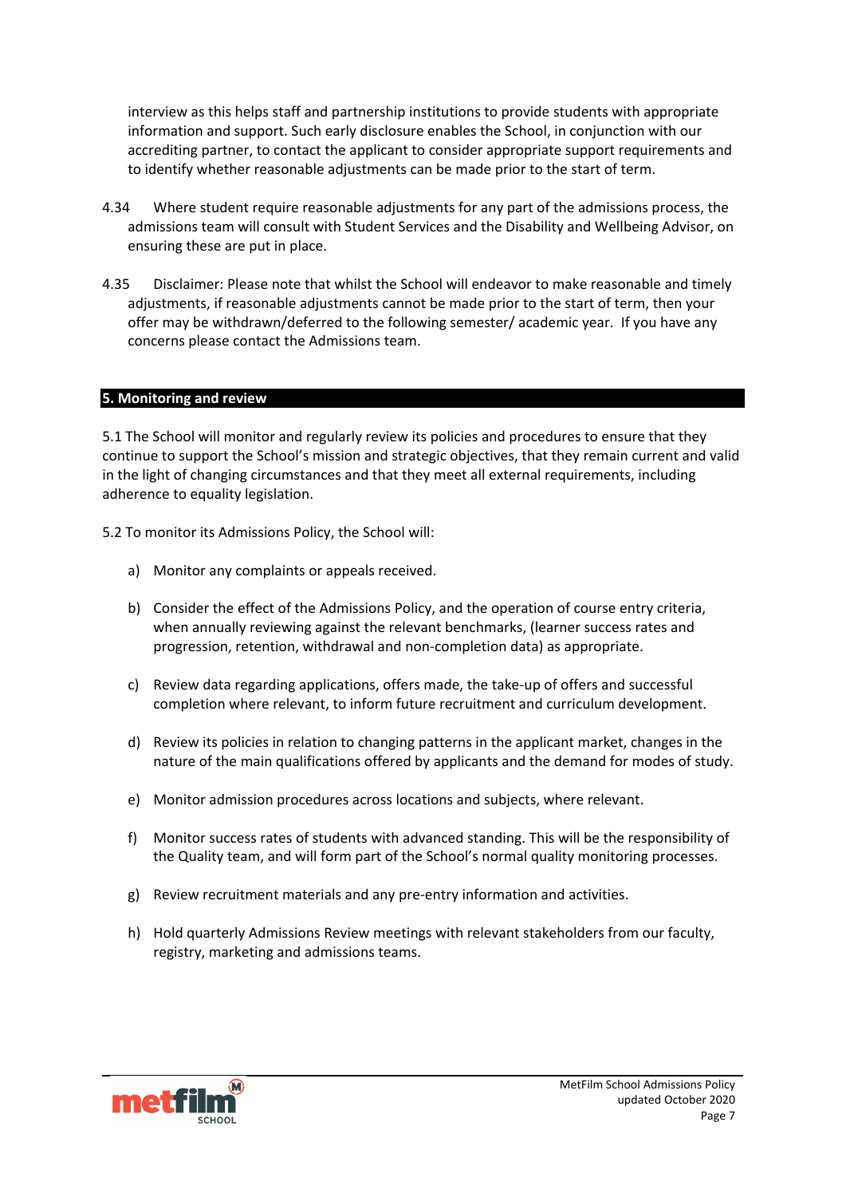interview as this helps staff and partnership institutions to provide students with appropriate information and support. Such early disclosure enables the School, in conjunction with our accrediting partner, to contact the applicant to consider appropriate support requirements and to identify whether reasonable adjustments can be made prior to the start of term.

4.34 Where student require reasonable adjustments for any part of the admissions process, the admissions team will consult with Student Services and the Disability and Wellbeing Advisor, on ensuring these are put in place.

4.35 Disclaimer: Please note that whilst the School will endeavor to make reasonable and timely adjustments, if reasonable adjustments cannot be made prior to the start of term, then your offer may be withdrawn/deferred to the following semester/ academic year. If you have any concerns please contact the Admissions team.

## 5. Monitoring and review

5.1 The School will monitor and regularly review its policies and procedures to ensure that they continue to support the School's mission and strategic objectives, that they remain current and valid in the light of changing circumstances and that they meet all external requirements, including adherence to equality legislation.

5.2 To monitor its Admissions Policy, the School will:

a) Monitor any complaints or appeals received.

b) Consider the effect of the Admissions Policy, and the operation of course entry criteria, when annually reviewing against the relevant benchmarks, (learner success rates and progression, retention, withdrawal and non-completion data) as appropriate.

c) Review data regarding applications, offers made, the take-up of offers and successful completion where relevant, to inform future recruitment and curriculum development.

d) Review its policies in relation to changing patterns in the applicant market, changes in the nature of the main qualifications offered by applicants and the demand for modes of study.

e) Monitor admission procedures across locations and subjects, where relevant.

f) Monitor success rates of students with advanced standing. This will be the responsibility of the Quality team, and will form part of the School's normal quality monitoring processes.

g) Review recruitment materials and any pre-entry information and activities.

h) Hold quarterly Admissions Review meetings with relevant stakeholders from our faculty, registry, marketing and admissions teams.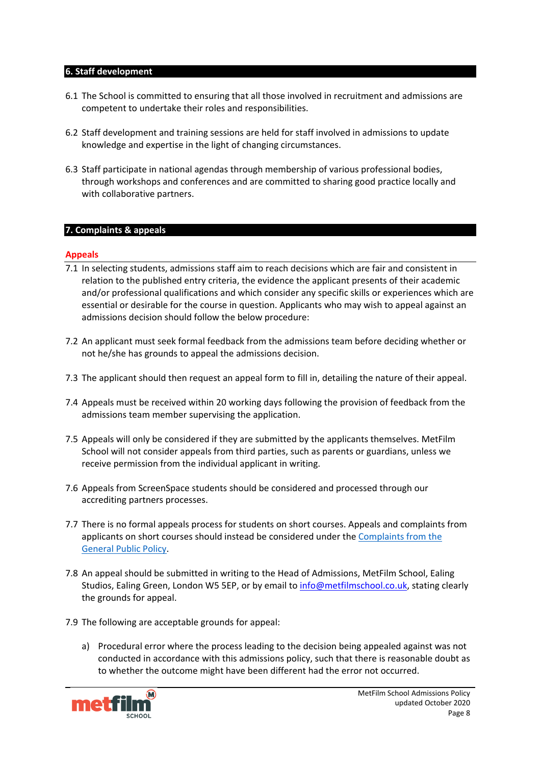## 6. Staff development

6.1 The School is committed to ensuring that all those involved in recruitment and admissions are competent to undertake their roles and responsibilities.

6.2 Staff development and training sessions are held for staff involved in admissions to update knowledge and expertise in the light of changing circumstances.

6.3 Staff participate in national agendas through membership of various professional bodies, through workshops and conferences and are committed to sharing good practice locally and with collaborative partners.

## 7. Complaints & appeals

### Appeals

7.1 In selecting students, admissions staff aim to reach decisions which are fair and consistent in relation to the published entry criteria, the evidence the applicant presents of their academic and/or professional qualifications and which consider any specific skills or experiences which are essential or desirable for the course in question. Applicants who may wish to appeal against an admissions decision should follow the below procedure:

7.2 An applicant must seek formal feedback from the admissions team before deciding whether or not he/she has grounds to appeal the admissions decision.

7.3 The applicant should then request an appeal form to fill in, detailing the nature of their appeal.

7.4 Appeals must be received within 20 working days following the provision of feedback from the admissions team member supervising the application.

7.5 Appeals will only be considered if they are submitted by the applicants themselves. MetFilm School will not consider appeals from third parties, such as parents or guardians, unless we receive permission from the individual applicant in writing.

7.6 Appeals from ScreenSpace students should be considered and processed through our accrediting partners processes.

7.7 There is no formal appeals process for students on short courses. Appeals and complaints from applicants on short courses should instead be considered under the Complaints from the General Public Policy.

7.8 An appeal should be submitted in writing to the Head of Admissions, MetFilm School, Ealing Studios, Ealing Green, London W5 5EP, or by email to info@metfilmschool.co.uk, stating clearly the grounds for appeal.

7.9 The following are acceptable grounds for appeal:

a) Procedural error where the process leading to the decision being appealed against was not conducted in accordance with this admissions policy, such that there is reasonable doubt as to whether the outcome might have been different had the error not occurred.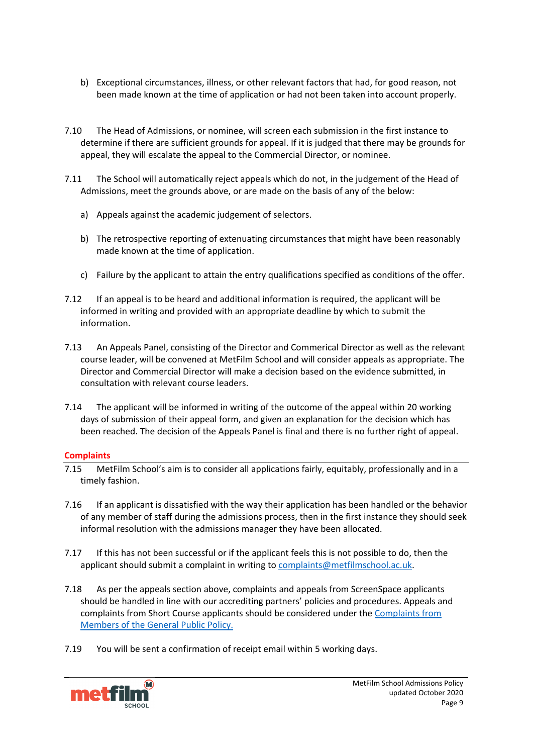b) Exceptional circumstances, illness, or other relevant factors that had, for good reason, not been made known at the time of application or had not been taken into account properly.

7.10 The Head of Admissions, or nominee, will screen each submission in the first instance to determine if there are sufficient grounds for appeal. If it is judged that there may be grounds for appeal, they will escalate the appeal to the Commercial Director, or nominee.

7.11 The School will automatically reject appeals which do not, in the judgement of the Head of Admissions, meet the grounds above, or are made on the basis of any of the below:

a) Appeals against the academic judgement of selectors.

b) The retrospective reporting of extenuating circumstances that might have been reasonably made known at the time of application.

c) Failure by the applicant to attain the entry qualifications specified as conditions of the offer.

7.12 If an appeal is to be heard and additional information is required, the applicant will be informed in writing and provided with an appropriate deadline by which to submit the information.

7.13 An Appeals Panel, consisting of the Director and Commerical Director as well as the relevant course leader, will be convened at MetFilm School and will consider appeals as appropriate. The Director and Commercial Director will make a decision based on the evidence submitted, in consultation with relevant course leaders.

7.14 The applicant will be informed in writing of the outcome of the appeal within 20 working days of submission of their appeal form, and given an explanation for the decision which has been reached. The decision of the Appeals Panel is final and there is no further right of appeal.

## Complaints

7.15 MetFilm School's aim is to consider all applications fairly, equitably, professionally and in a timely fashion.

7.16 If an applicant is dissatisfied with the way their application has been handled or the behavior of any member of staff during the admissions process, then in the first instance they should seek informal resolution with the admissions manager they have been allocated.

7.17 If this has not been successful or if the applicant feels this is not possible to do, then the applicant should submit a complaint in writing to complaints@metfilmschool.ac.uk.

7.18 As per the appeals section above, complaints and appeals from ScreenSpace applicants should be handled in line with our accrediting partners' policies and procedures. Appeals and complaints from Short Course applicants should be considered under the Complaints from Members of the General Public Policy.

7.19 You will be sent a confirmation of receipt email within 5 working days.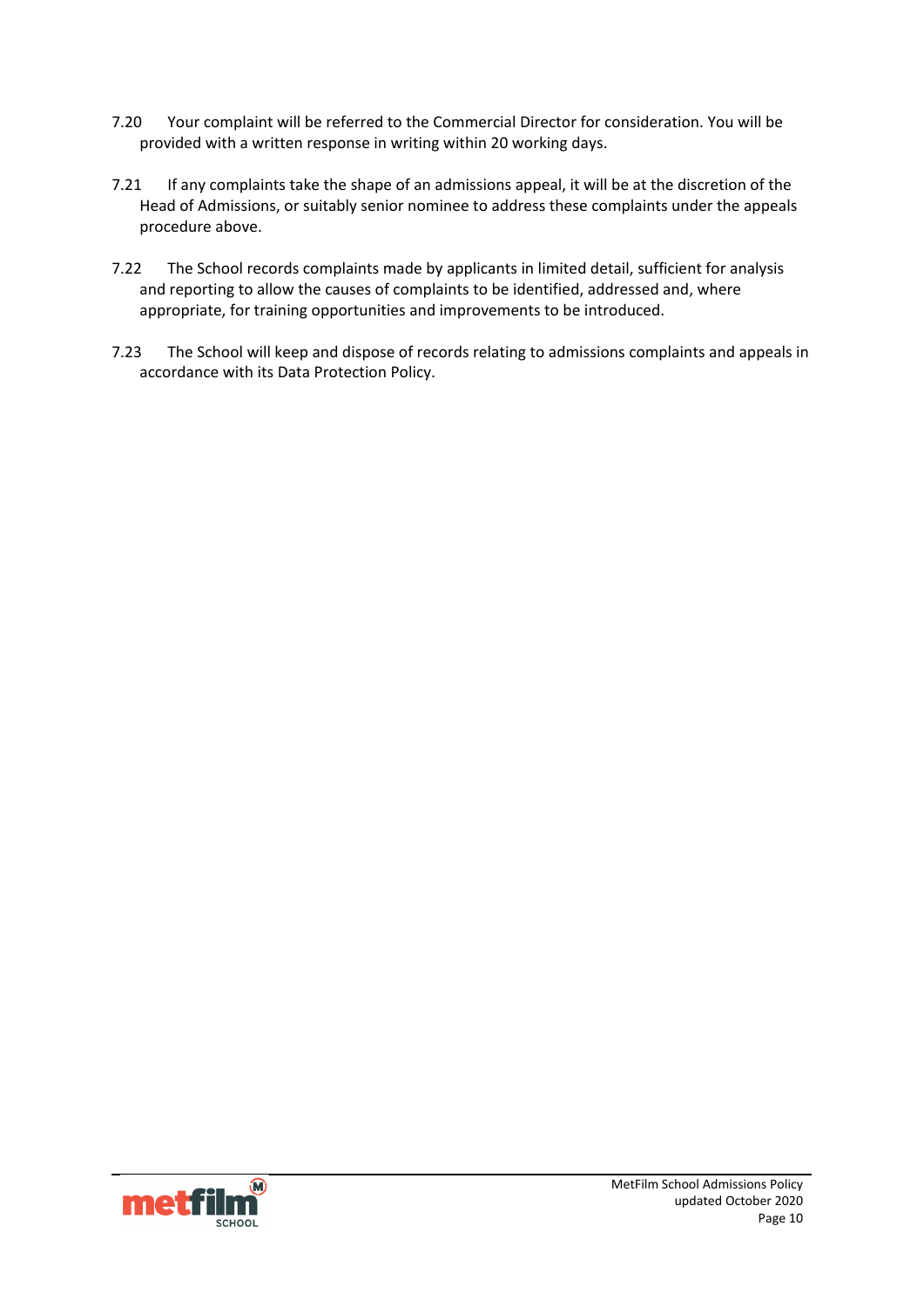7.20 Your complaint will be referred to the Commercial Director for consideration. You will be provided with a written response in writing within 20 working days.

7.21 If any complaints take the shape of an admissions appeal, it will be at the discretion of the Head of Admissions, or suitably senior nominee to address these complaints under the appeals procedure above.

7.22 The School records complaints made by applicants in limited detail, sufficient for analysis and reporting to allow the causes of complaints to be identified, addressed and, where appropriate, for training opportunities and improvements to be introduced.

7.23 The School will keep and dispose of records relating to admissions complaints and appeals in accordance with its Data Protection Policy.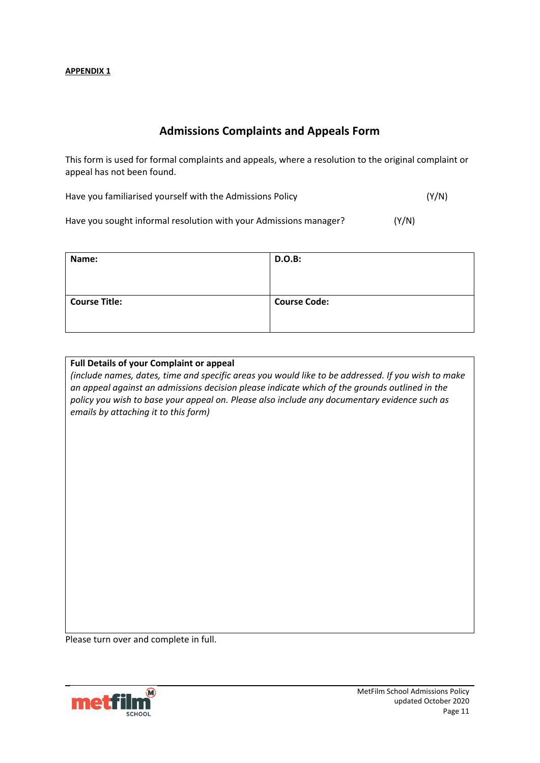**APPENDIX 1**

## Admissions Complaints and Appeals Form

This form is used for formal complaints and appeals, where a resolution to the original complaint or appeal has not been found.

Have you familiarised yourself with the Admissions Policy (Y/N)

Have you sought informal resolution with your Admissions manager? (Y/N)

| **Name:** | **D.O.B:** |
|---|---|
| **Course Title:** | **Course Code:** |

| **Full Details of your Complaint or appeal** *(include names, dates, time and specific areas you would like to be addressed. If you wish to make an appeal against an admissions decision please indicate which of the grounds outlined in the policy you wish to base your appeal on. Please also include any documentary evidence such as emails by attaching it to this form)* |
|---|
| |

Please turn over and complete in full.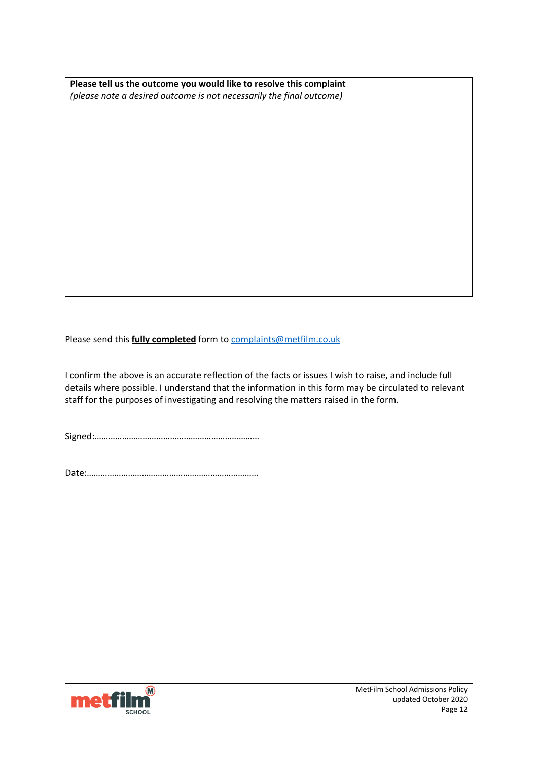| **Please tell us the outcome you would like to resolve this complaint** *(please note a desired outcome is not necessarily the final outcome)* |
| --- |
| |

Please send this **fully completed** form to complaints@metfilm.co.uk

I confirm the above is an accurate reflection of the facts or issues I wish to raise, and include full details where possible. I understand that the information in this form may be circulated to relevant staff for the purposes of investigating and resolving the matters raised in the form.

Signed:………………………………………………………………

Date:…………………………………………………………………